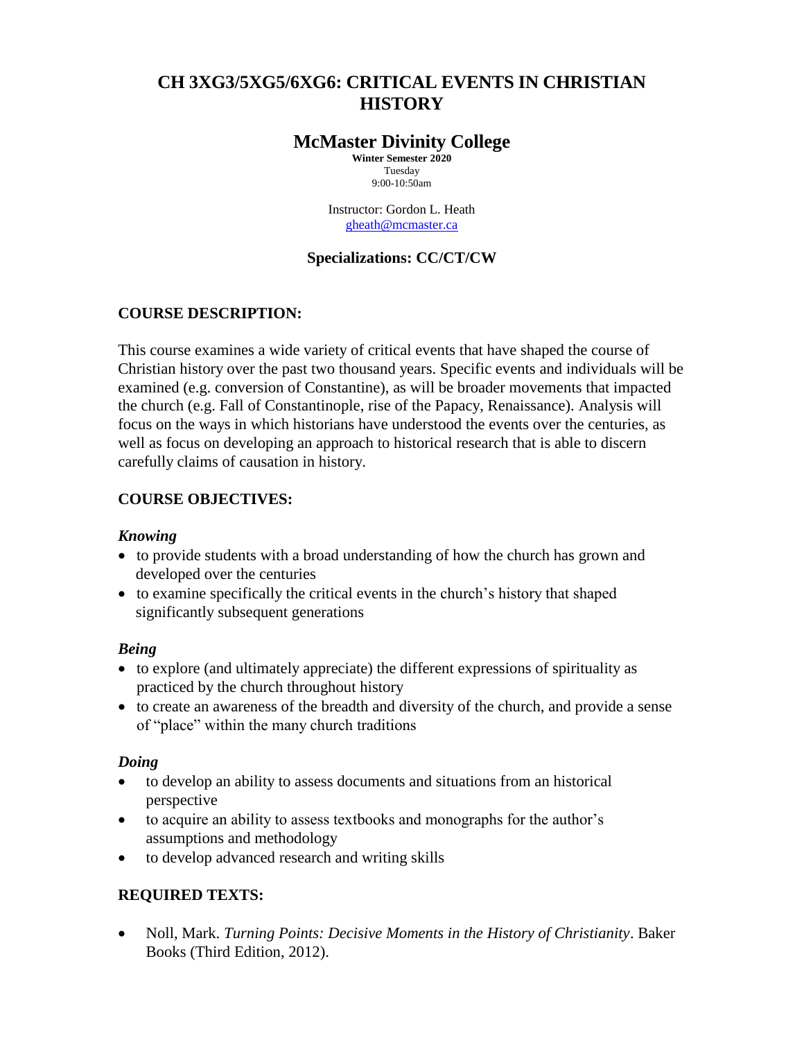# CH 3XG3/5XG5/6XG6: CRITICAL EVENTS IN CHRISTIAN HISTORY

## McMaster Divinity College

**Winter Semester 2020**
Tuesday
9:00-10:50am

Instructor: Gordon L. Heath
gheath@mcmaster.ca

### Specializations: CC/CT/CW

### COURSE DESCRIPTION:

This course examines a wide variety of critical events that have shaped the course of Christian history over the past two thousand years. Specific events and individuals will be examined (e.g. conversion of Constantine), as will be broader movements that impacted the church (e.g. Fall of Constantinople, rise of the Papacy, Renaissance). Analysis will focus on the ways in which historians have understood the events over the centuries, as well as focus on developing an approach to historical research that is able to discern carefully claims of causation in history.

### COURSE OBJECTIVES:

***Knowing***

- to provide students with a broad understanding of how the church has grown and developed over the centuries
- to examine specifically the critical events in the church's history that shaped significantly subsequent generations

***Being***

- to explore (and ultimately appreciate) the different expressions of spirituality as practiced by the church throughout history
- to create an awareness of the breadth and diversity of the church, and provide a sense of "place" within the many church traditions

***Doing***

- to develop an ability to assess documents and situations from an historical perspective
- to acquire an ability to assess textbooks and monographs for the author's assumptions and methodology
- to develop advanced research and writing skills

### REQUIRED TEXTS:

- Noll, Mark. *Turning Points: Decisive Moments in the History of Christianity*. Baker Books (Third Edition, 2012).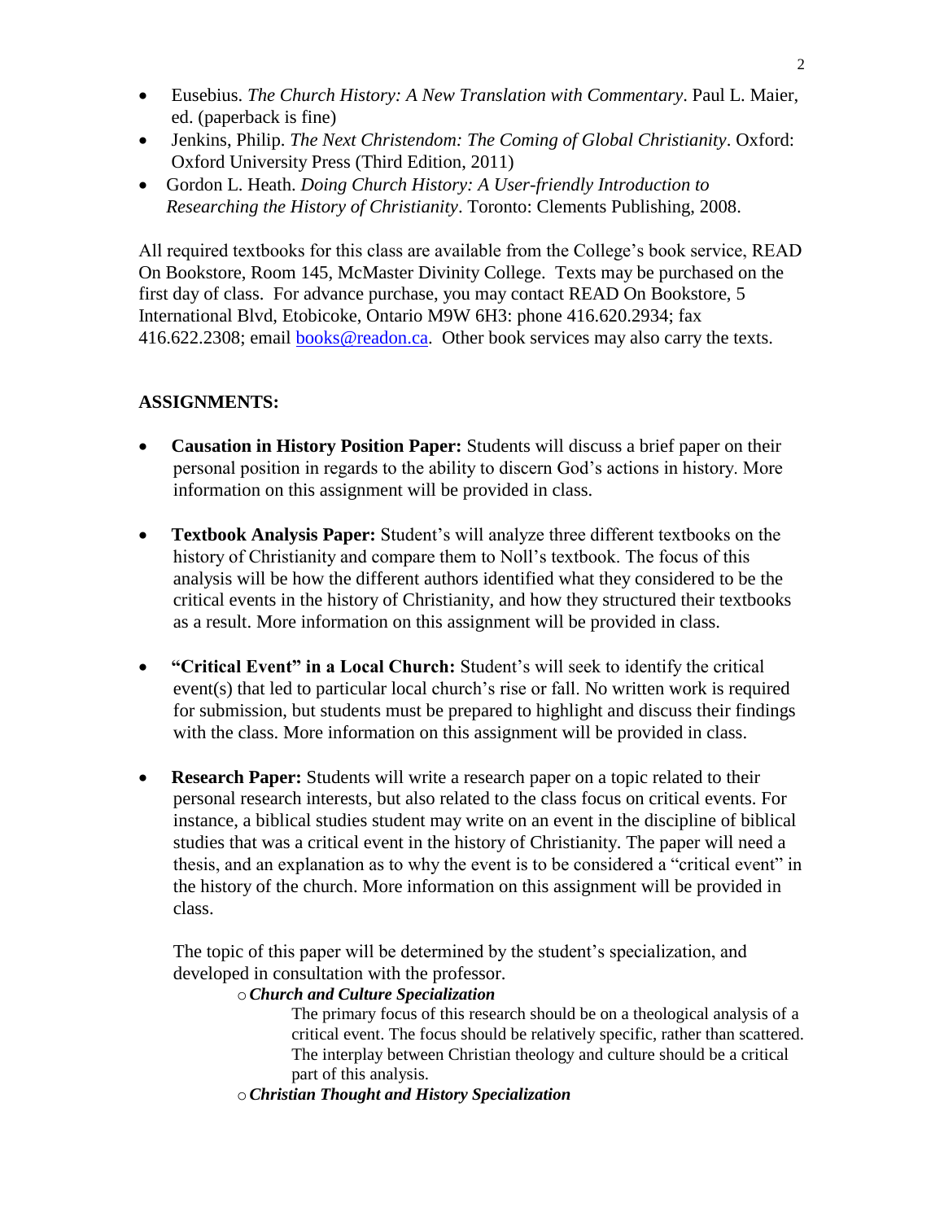- Eusebius. *The Church History: A New Translation with Commentary*. Paul L. Maier, ed. (paperback is fine)
- Jenkins, Philip. *The Next Christendom: The Coming of Global Christianity*. Oxford: Oxford University Press (Third Edition, 2011)
- Gordon L. Heath. *Doing Church History: A User-friendly Introduction to Researching the History of Christianity*. Toronto: Clements Publishing, 2008.

All required textbooks for this class are available from the College's book service, READ On Bookstore, Room 145, McMaster Divinity College. Texts may be purchased on the first day of class. For advance purchase, you may contact READ On Bookstore, 5 International Blvd, Etobicoke, Ontario M9W 6H3: phone 416.620.2934; fax 416.622.2308; email books@readon.ca. Other book services may also carry the texts.

**ASSIGNMENTS:**

- **Causation in History Position Paper:** Students will discuss a brief paper on their personal position in regards to the ability to discern God's actions in history. More information on this assignment will be provided in class.

- **Textbook Analysis Paper:** Student's will analyze three different textbooks on the history of Christianity and compare them to Noll's textbook. The focus of this analysis will be how the different authors identified what they considered to be the critical events in the history of Christianity, and how they structured their textbooks as a result. More information on this assignment will be provided in class.

- **"Critical Event" in a Local Church:** Student's will seek to identify the critical event(s) that led to particular local church's rise or fall. No written work is required for submission, but students must be prepared to highlight and discuss their findings with the class. More information on this assignment will be provided in class.

- **Research Paper:** Students will write a research paper on a topic related to their personal research interests, but also related to the class focus on critical events. For instance, a biblical studies student may write on an event in the discipline of biblical studies that was a critical event in the history of Christianity. The paper will need a thesis, and an explanation as to why the event is to be considered a "critical event" in the history of the church. More information on this assignment will be provided in class.

  The topic of this paper will be determined by the student's specialization, and developed in consultation with the professor.

  - ***Church and Culture Specialization***

    The primary focus of this research should be on a theological analysis of a critical event. The focus should be relatively specific, rather than scattered. The interplay between Christian theology and culture should be a critical part of this analysis.

  - ***Christian Thought and History Specialization***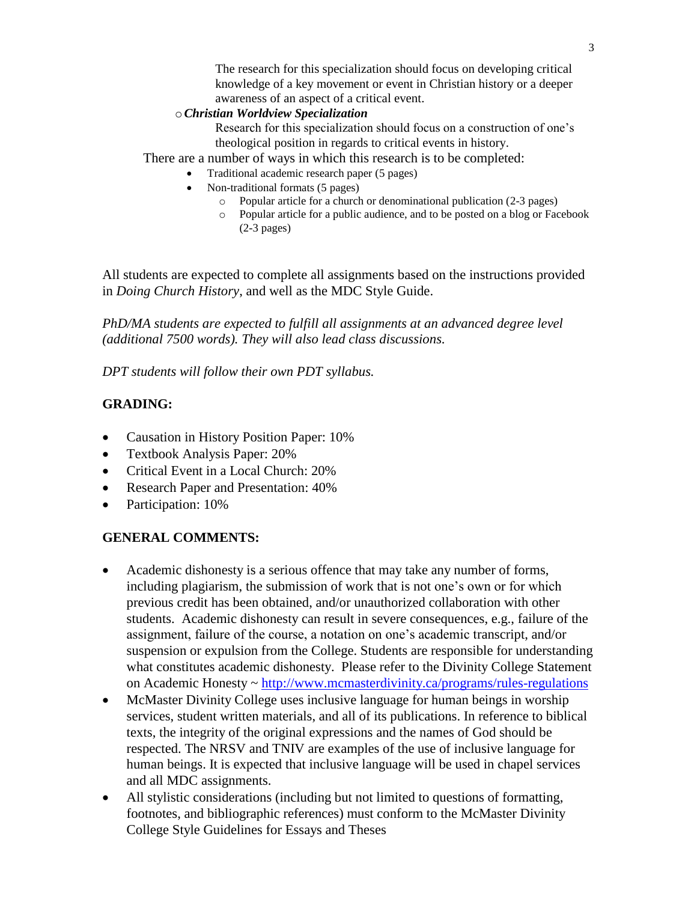The research for this specialization should focus on developing critical knowledge of a key movement or event in Christian history or a deeper awareness of an aspect of a critical event.

- ***Christian Worldview Specialization***

  Research for this specialization should focus on a construction of one's theological position in regards to critical events in history.

There are a number of ways in which this research is to be completed:

- Traditional academic research paper (5 pages)
- Non-traditional formats (5 pages)
  - Popular article for a church or denominational publication (2-3 pages)
  - Popular article for a public audience, and to be posted on a blog or Facebook (2-3 pages)

All students are expected to complete all assignments based on the instructions provided in *Doing Church History*, and well as the MDC Style Guide.

*PhD/MA students are expected to fulfill all assignments at an advanced degree level (additional 7500 words). They will also lead class discussions.*

*DPT students will follow their own PDT syllabus.*

## GRADING:

- Causation in History Position Paper: 10%
- Textbook Analysis Paper: 20%
- Critical Event in a Local Church: 20%
- Research Paper and Presentation: 40%
- Participation: 10%

## GENERAL COMMENTS:

- Academic dishonesty is a serious offence that may take any number of forms, including plagiarism, the submission of work that is not one's own or for which previous credit has been obtained, and/or unauthorized collaboration with other students. Academic dishonesty can result in severe consequences, e.g., failure of the assignment, failure of the course, a notation on one's academic transcript, and/or suspension or expulsion from the College. Students are responsible for understanding what constitutes academic dishonesty. Please refer to the Divinity College Statement on Academic Honesty ~ [http://www.mcmasterdivinity.ca/programs/rules-regulations](http://www.mcmasterdivinity.ca/programs/rules-regulations)
- McMaster Divinity College uses inclusive language for human beings in worship services, student written materials, and all of its publications. In reference to biblical texts, the integrity of the original expressions and the names of God should be respected. The NRSV and TNIV are examples of the use of inclusive language for human beings. It is expected that inclusive language will be used in chapel services and all MDC assignments.
- All stylistic considerations (including but not limited to questions of formatting, footnotes, and bibliographic references) must conform to the McMaster Divinity College Style Guidelines for Essays and Theses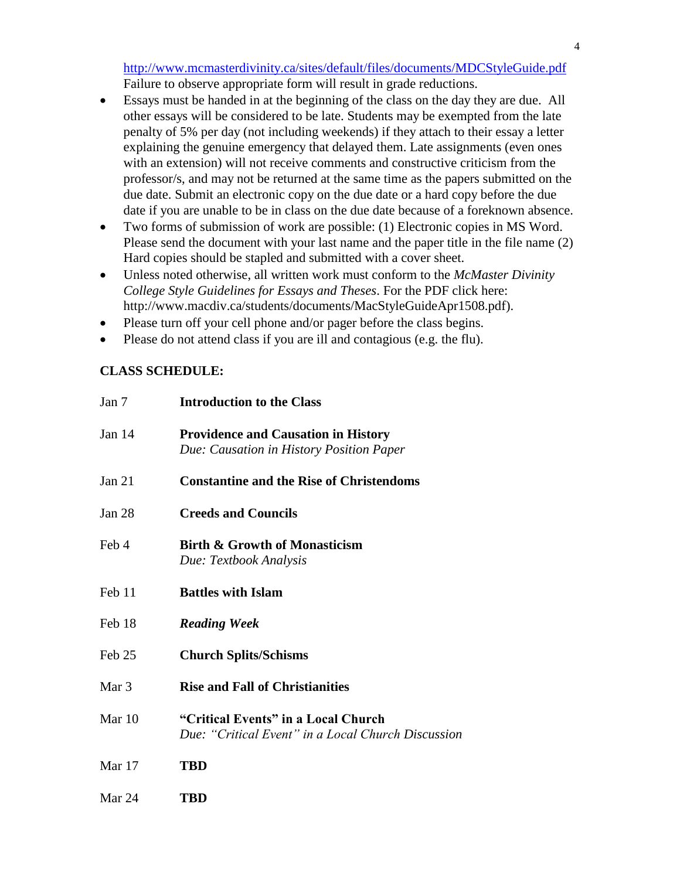http://www.mcmasterdivinity.ca/sites/default/files/documents/MDCStyleGuide.pdf Failure to observe appropriate form will result in grade reductions.

- Essays must be handed in at the beginning of the class on the day they are due. All other essays will be considered to be late. Students may be exempted from the late penalty of 5% per day (not including weekends) if they attach to their essay a letter explaining the genuine emergency that delayed them. Late assignments (even ones with an extension) will not receive comments and constructive criticism from the professor/s, and may not be returned at the same time as the papers submitted on the due date. Submit an electronic copy on the due date or a hard copy before the due date if you are unable to be in class on the due date because of a foreknown absence.
- Two forms of submission of work are possible: (1) Electronic copies in MS Word. Please send the document with your last name and the paper title in the file name (2) Hard copies should be stapled and submitted with a cover sheet.
- Unless noted otherwise, all written work must conform to the *McMaster Divinity College Style Guidelines for Essays and Theses*. For the PDF click here: http://www.macdiv.ca/students/documents/MacStyleGuideApr1508.pdf).
- Please turn off your cell phone and/or pager before the class begins.
- Please do not attend class if you are ill and contagious (e.g. the flu).

**CLASS SCHEDULE:**

| | |
|---|---|
| Jan 7 | **Introduction to the Class** |
| Jan 14 | **Providence and Causation in History**<br>*Due: Causation in History Position Paper* |
| Jan 21 | **Constantine and the Rise of Christendoms** |
| Jan 28 | **Creeds and Councils** |
| Feb 4 | **Birth & Growth of Monasticism**<br>*Due: Textbook Analysis* |
| Feb 11 | **Battles with Islam** |
| Feb 18 | ***Reading Week*** |
| Feb 25 | **Church Splits/Schisms** |
| Mar 3 | **Rise and Fall of Christianities** |
| Mar 10 | **"Critical Events" in a Local Church**<br>*Due: "Critical Event" in a Local Church Discussion* |
| Mar 17 | **TBD** |
| Mar 24 | **TBD** |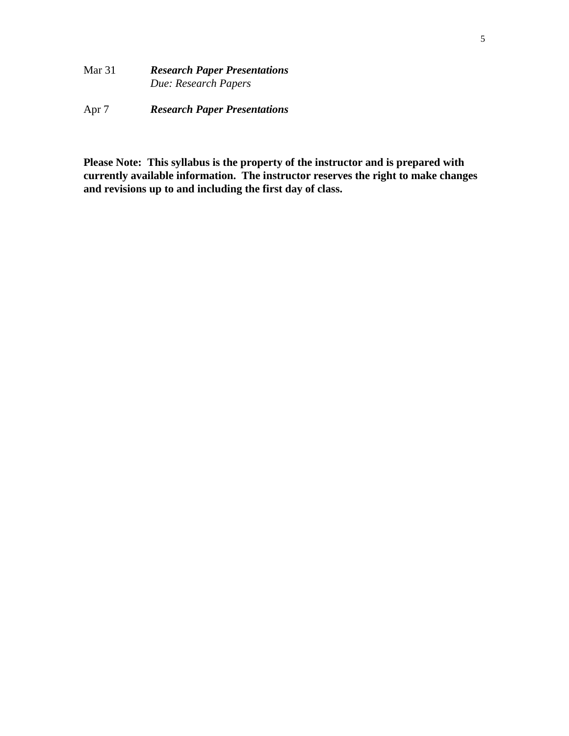Mar 31 ***Research Paper Presentations***
*Due: Research Papers*

Apr 7 ***Research Paper Presentations***

**Please Note: This syllabus is the property of the instructor and is prepared with currently available information. The instructor reserves the right to make changes and revisions up to and including the first day of class.**